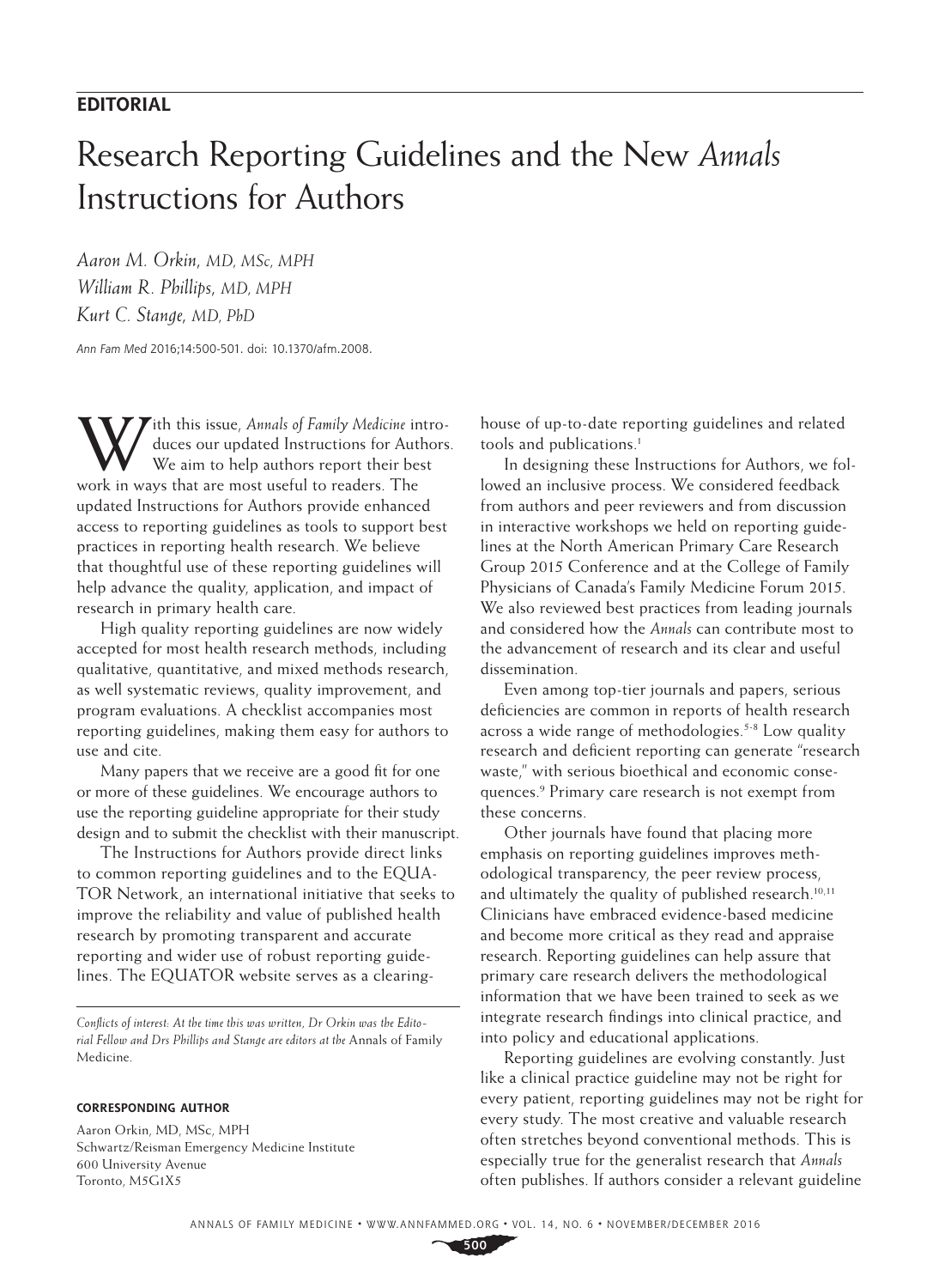**EDITORIAL**

# Research Reporting Guidelines and the New *Annals* Instructions for Authors

*Aaron M. Orkin, MD, MSc, MPH*
*William R. Phillips, MD, MPH*
*Kurt C. Stange, MD, PhD*

*Ann Fam Med* 2016;14:500-501. doi: 10.1370/afm.2008.

With this issue, *Annals of Family Medicine* introduces our updated Instructions for Authors. We aim to help authors report their best work in ways that are most useful to readers. The updated Instructions for Authors provide enhanced access to reporting guidelines as tools to support best practices in reporting health research. We believe that thoughtful use of these reporting guidelines will help advance the quality, application, and impact of research in primary health care.

High quality reporting guidelines are now widely accepted for most health research methods, including qualitative, quantitative, and mixed methods research, as well systematic reviews, quality improvement, and program evaluations. A checklist accompanies most reporting guidelines, making them easy for authors to use and cite.

Many papers that we receive are a good fit for one or more of these guidelines. We encourage authors to use the reporting guideline appropriate for their study design and to submit the checklist with their manuscript.

The Instructions for Authors provide direct links to common reporting guidelines and to the EQUATOR Network, an international initiative that seeks to improve the reliability and value of published health research by promoting transparent and accurate reporting and wider use of robust reporting guidelines. The EQUATOR website serves as a clearinghouse of up-to-date reporting guidelines and related tools and publications.[1]

In designing these Instructions for Authors, we followed an inclusive process. We considered feedback from authors and peer reviewers and from discussion in interactive workshops we held on reporting guidelines at the North American Primary Care Research Group 2015 Conference and at the College of Family Physicians of Canada's Family Medicine Forum 2015. We also reviewed best practices from leading journals and considered how the *Annals* can contribute most to the advancement of research and its clear and useful dissemination.

Even among top-tier journals and papers, serious deficiencies are common in reports of health research across a wide range of methodologies.[5-8] Low quality research and deficient reporting can generate "research waste," with serious bioethical and economic consequences.[9] Primary care research is not exempt from these concerns.

Other journals have found that placing more emphasis on reporting guidelines improves methodological transparency, the peer review process, and ultimately the quality of published research.[10,11] Clinicians have embraced evidence-based medicine and become more critical as they read and appraise research. Reporting guidelines can help assure that primary care research delivers the methodological information that we have been trained to seek as we integrate research findings into clinical practice, and into policy and educational applications.

Reporting guidelines are evolving constantly. Just like a clinical practice guideline may not be right for every patient, reporting guidelines may not be right for every study. The most creative and valuable research often stretches beyond conventional methods. This is especially true for the generalist research that *Annals* often publishes. If authors consider a relevant guideline

*Conflicts of interest: At the time this was written, Dr Orkin was the Editorial Fellow and Drs Phillips and Stange are editors at the* Annals of Family Medicine.

**CORRESPONDING AUTHOR**

Aaron Orkin, MD, MSc, MPH
Schwartz/Reisman Emergency Medicine Institute
600 University Avenue
Toronto, M5G1X5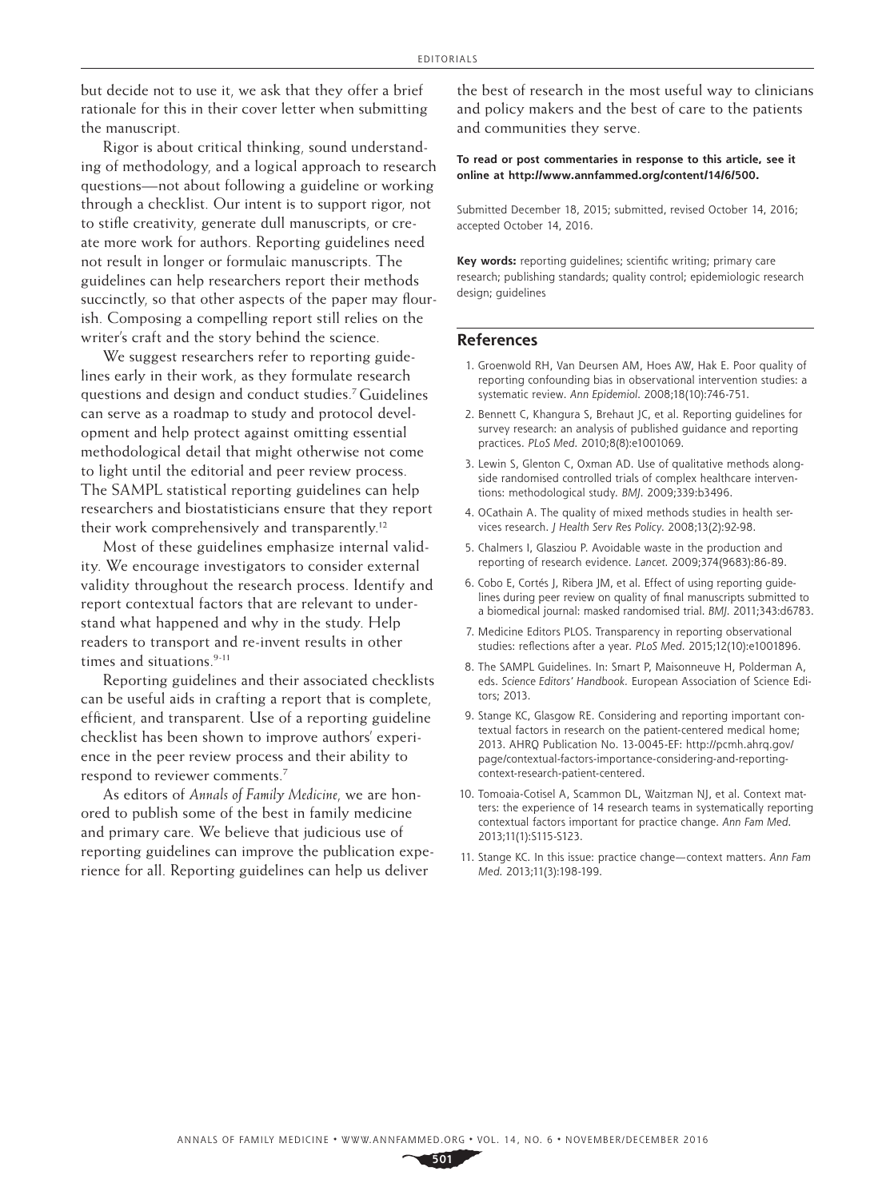but decide not to use it, we ask that they offer a brief rationale for this in their cover letter when submitting the manuscript.

Rigor is about critical thinking, sound understanding of methodology, and a logical approach to research questions—not about following a guideline or working through a checklist. Our intent is to support rigor, not to stifle creativity, generate dull manuscripts, or create more work for authors. Reporting guidelines need not result in longer or formulaic manuscripts. The guidelines can help researchers report their methods succinctly, so that other aspects of the paper may flourish. Composing a compelling report still relies on the writer's craft and the story behind the science.

We suggest researchers refer to reporting guidelines early in their work, as they formulate research questions and design and conduct studies.[7] Guidelines can serve as a roadmap to study and protocol development and help protect against omitting essential methodological detail that might otherwise not come to light until the editorial and peer review process. The SAMPL statistical reporting guidelines can help researchers and biostatisticians ensure that they report their work comprehensively and transparently.[12]

Most of these guidelines emphasize internal validity. We encourage investigators to consider external validity throughout the research process. Identify and report contextual factors that are relevant to understand what happened and why in the study. Help readers to transport and re-invent results in other times and situations.[9-11]

Reporting guidelines and their associated checklists can be useful aids in crafting a report that is complete, efficient, and transparent. Use of a reporting guideline checklist has been shown to improve authors' experience in the peer review process and their ability to respond to reviewer comments.[7]

As editors of *Annals of Family Medicine*, we are honored to publish some of the best in family medicine and primary care. We believe that judicious use of reporting guidelines can improve the publication experience for all. Reporting guidelines can help us deliver the best of research in the most useful way to clinicians and policy makers and the best of care to the patients and communities they serve.

**To read or post commentaries in response to this article, see it online at http://www.annfammed.org/content/14/6/500.**

Submitted December 18, 2015; submitted, revised October 14, 2016; accepted October 14, 2016.

**Key words:** reporting guidelines; scientific writing; primary care research; publishing standards; quality control; epidemiologic research design; guidelines

## References

1. Groenwold RH, Van Deursen AM, Hoes AW, Hak E. Poor quality of reporting confounding bias in observational intervention studies: a systematic review. *Ann Epidemiol.* 2008;18(10):746-751.
2. Bennett C, Khangura S, Brehaut JC, et al. Reporting guidelines for survey research: an analysis of published guidance and reporting practices. *PLoS Med.* 2010;8(8):e1001069.
3. Lewin S, Glenton C, Oxman AD. Use of qualitative methods alongside randomised controlled trials of complex healthcare interventions: methodological study. *BMJ.* 2009;339:b3496.
4. OCathain A. The quality of mixed methods studies in health services research. *J Health Serv Res Policy.* 2008;13(2):92-98.
5. Chalmers I, Glasziou P. Avoidable waste in the production and reporting of research evidence. *Lancet.* 2009;374(9683):86-89.
6. Cobo E, Cortés J, Ribera JM, et al. Effect of using reporting guidelines during peer review on quality of final manuscripts submitted to a biomedical journal: masked randomised trial. *BMJ.* 2011;343:d6783.
7. Medicine Editors PLOS. Transparency in reporting observational studies: reflections after a year. *PLoS Med.* 2015;12(10):e1001896.
8. The SAMPL Guidelines. In: Smart P, Maisonneuve H, Polderman A, eds. *Science Editors' Handbook.* European Association of Science Editors; 2013.
9. Stange KC, Glasgow RE. Considering and reporting important contextual factors in research on the patient-centered medical home; 2013. AHRQ Publication No. 13-0045-EF: http://pcmh.ahrq.gov/page/contextual-factors-importance-considering-and-reporting-context-research-patient-centered.
10. Tomoaia-Cotisel A, Scammon DL, Waitzman NJ, et al. Context matters: the experience of 14 research teams in systematically reporting contextual factors important for practice change. *Ann Fam Med.* 2013;11(1):S115-S123.
11. Stange KC. In this issue: practice change—context matters. *Ann Fam Med.* 2013;11(3):198-199.